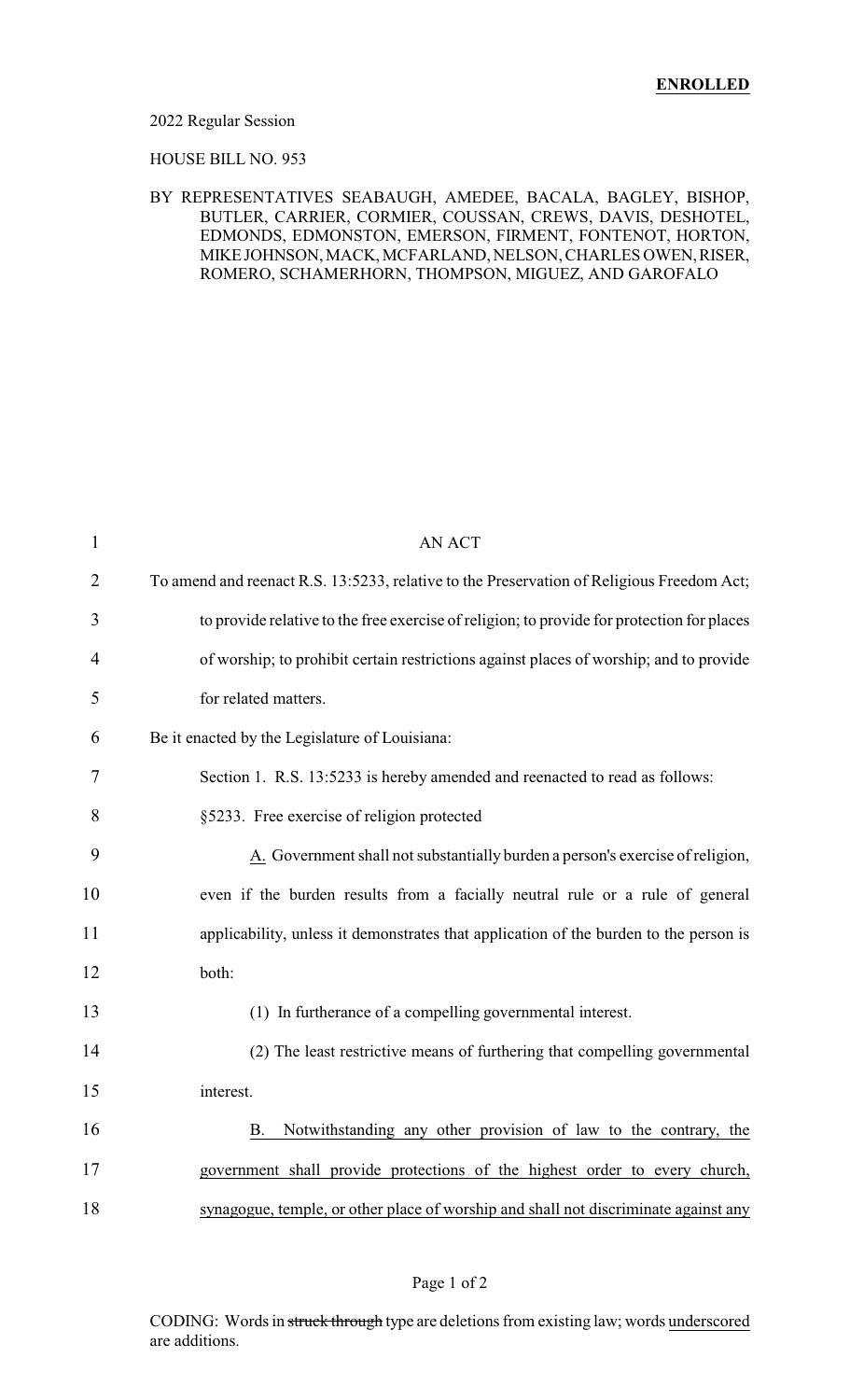**ENROLLED**

2022 Regular Session

HOUSE BILL NO. 953

BY REPRESENTATIVES SEABAUGH, AMEDEE, BACALA, BAGLEY, BISHOP, BUTLER, CARRIER, CORMIER, COUSSAN, CREWS, DAVIS, DESHOTEL, EDMONDS, EDMONSTON, EMERSON, FIRMENT, FONTENOT, HORTON, MIKE JOHNSON, MACK, MCFARLAND, NELSON, CHARLES OWEN, RISER, ROMERO, SCHAMERHORN, THOMPSON, MIGUEZ, AND GAROFALO

AN ACT

To amend and reenact R.S. 13:5233, relative to the Preservation of Religious Freedom Act; to provide relative to the free exercise of religion; to provide for protection for places of worship; to prohibit certain restrictions against places of worship; and to provide for related matters.

Be it enacted by the Legislature of Louisiana:

Section 1. R.S. 13:5233 is hereby amended and reenacted to read as follows:

§5233. Free exercise of religion protected

A. Government shall not substantially burden a person's exercise of religion, even if the burden results from a facially neutral rule or a rule of general applicability, unless it demonstrates that application of the burden to the person is both:

(1) In furtherance of a compelling governmental interest.

(2) The least restrictive means of furthering that compelling governmental interest.

B. Notwithstanding any other provision of law to the contrary, the government shall provide protections of the highest order to every church, synagogue, temple, or other place of worship and shall not discriminate against any

CODING: Words in ~~struck through~~ type are deletions from existing law; words underscored are additions.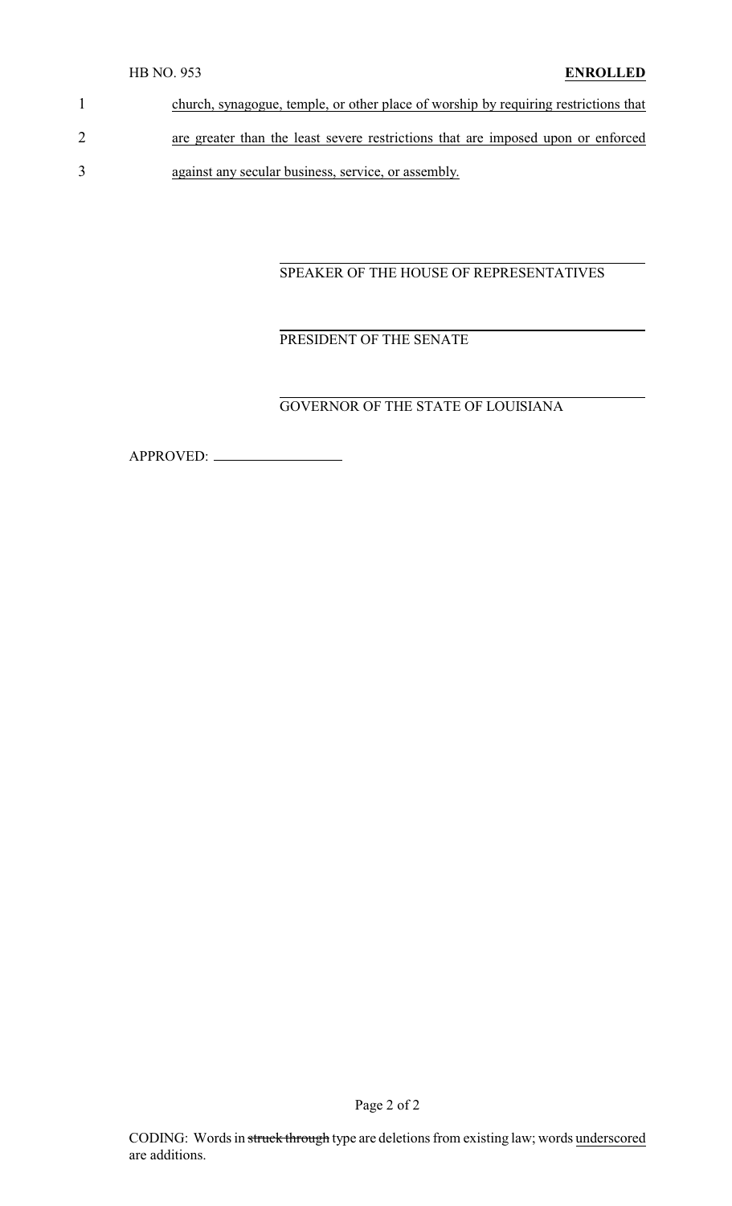<u>church, synagogue, temple, or other place of worship by requiring restrictions that are greater than the least severe restrictions that are imposed upon or enforced against any secular business, service, or assembly.</u>

SPEAKER OF THE HOUSE OF REPRESENTATIVES

PRESIDENT OF THE SENATE

GOVERNOR OF THE STATE OF LOUISIANA

APPROVED: ____________________

CODING: Words in ~~struck through~~ type are deletions from existing law; words <u>underscored</u> are additions.